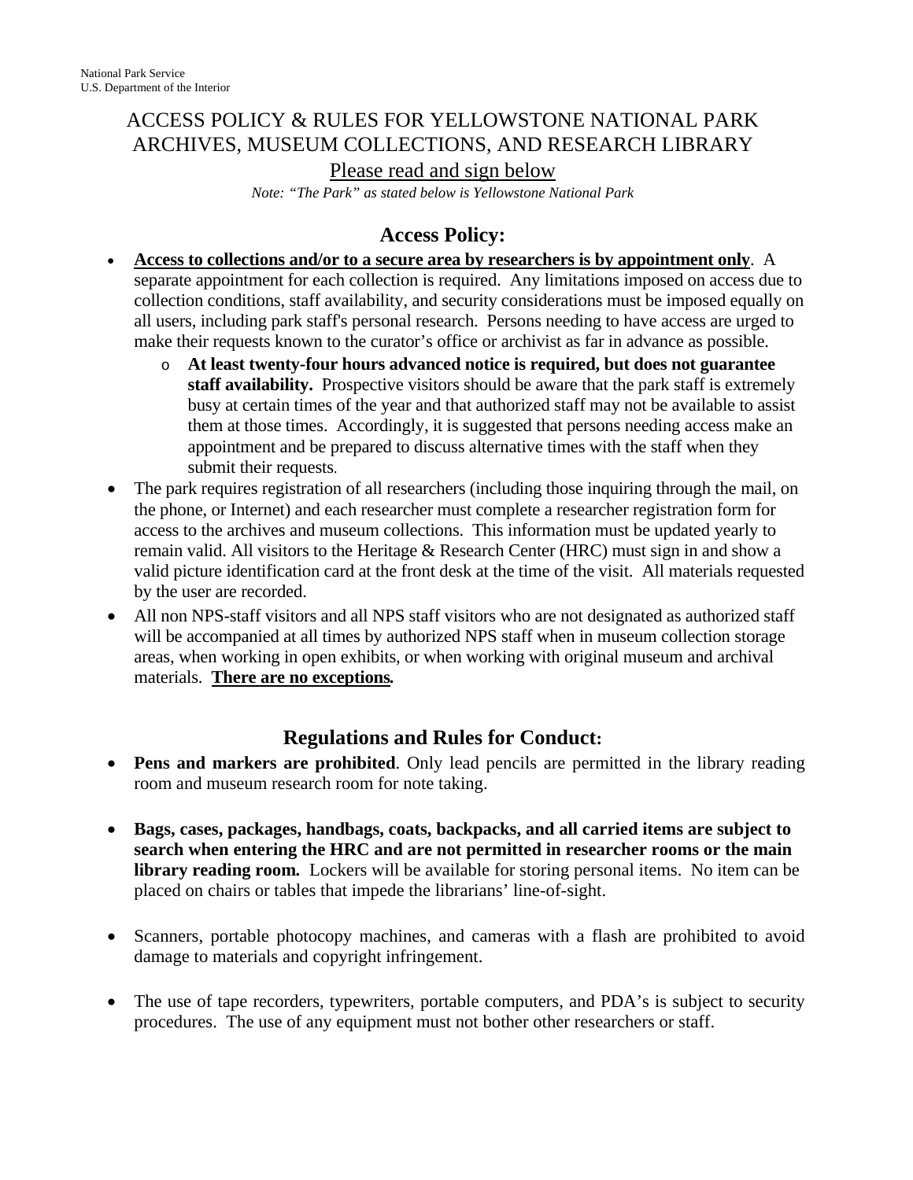National Park Service
U.S. Department of the Interior

# ACCESS POLICY & RULES FOR YELLOWSTONE NATIONAL PARK ARCHIVES, MUSEUM COLLECTIONS, AND RESEARCH LIBRARY

Please read and sign below

*Note: "The Park" as stated below is Yellowstone National Park*

## Access Policy:

- **Access to collections and/or to a secure area by researchers is by appointment only**. A separate appointment for each collection is required. Any limitations imposed on access due to collection conditions, staff availability, and security considerations must be imposed equally on all users, including park staff's personal research. Persons needing to have access are urged to make their requests known to the curator's office or archivist as far in advance as possible.
  - **At least twenty-four hours advanced notice is required, but does not guarantee staff availability.** Prospective visitors should be aware that the park staff is extremely busy at certain times of the year and that authorized staff may not be available to assist them at those times. Accordingly, it is suggested that persons needing access make an appointment and be prepared to discuss alternative times with the staff when they submit their requests.
- The park requires registration of all researchers (including those inquiring through the mail, on the phone, or Internet) and each researcher must complete a researcher registration form for access to the archives and museum collections. This information must be updated yearly to remain valid. All visitors to the Heritage & Research Center (HRC) must sign in and show a valid picture identification card at the front desk at the time of the visit. All materials requested by the user are recorded.
- All non NPS-staff visitors and all NPS staff visitors who are not designated as authorized staff will be accompanied at all times by authorized NPS staff when in museum collection storage areas, when working in open exhibits, or when working with original museum and archival materials. **There are no exceptions.**

## Regulations and Rules for Conduct:

- **Pens and markers are prohibited**. Only lead pencils are permitted in the library reading room and museum research room for note taking.

- **Bags, cases, packages, handbags, coats, backpacks, and all carried items are subject to search when entering the HRC and are not permitted in researcher rooms or the main library reading room.** Lockers will be available for storing personal items. No item can be placed on chairs or tables that impede the librarians' line-of-sight.

- Scanners, portable photocopy machines, and cameras with a flash are prohibited to avoid damage to materials and copyright infringement.

- The use of tape recorders, typewriters, portable computers, and PDA's is subject to security procedures. The use of any equipment must not bother other researchers or staff.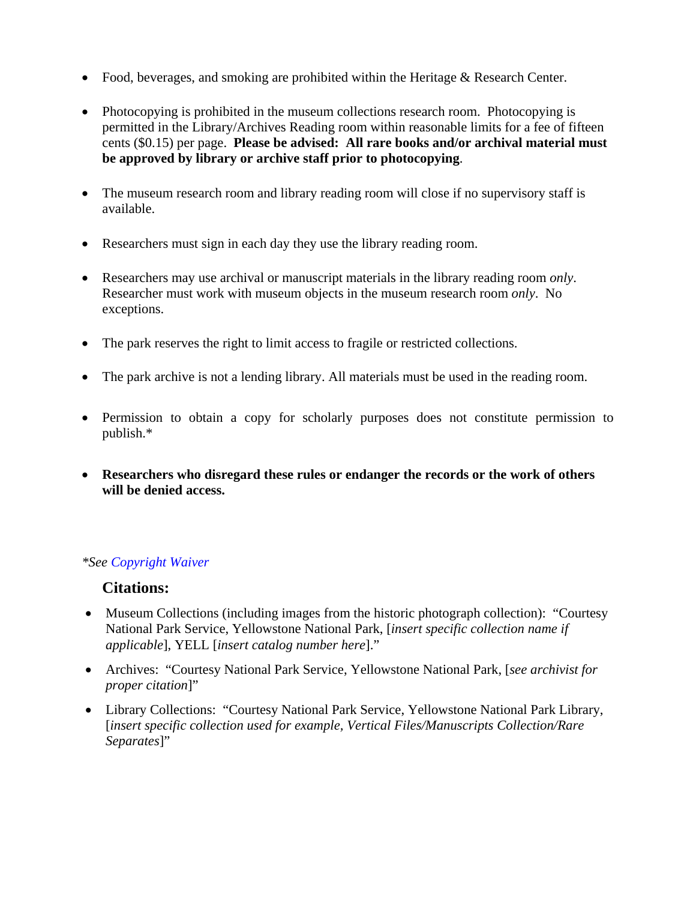- Food, beverages, and smoking are prohibited within the Heritage & Research Center.

- Photocopying is prohibited in the museum collections research room. Photocopying is permitted in the Library/Archives Reading room within reasonable limits for a fee of fifteen cents ($0.15) per page. **Please be advised: All rare books and/or archival material must be approved by library or archive staff prior to photocopying**.

- The museum research room and library reading room will close if no supervisory staff is available.

- Researchers must sign in each day they use the library reading room.

- Researchers may use archival or manuscript materials in the library reading room *only*. Researcher must work with museum objects in the museum research room *only*. No exceptions.

- The park reserves the right to limit access to fragile or restricted collections.

- The park archive is not a lending library. All materials must be used in the reading room.

- Permission to obtain a copy for scholarly purposes does not constitute permission to publish.*

- **Researchers who disregard these rules or endanger the records or the work of others will be denied access.**

*\*See Copyright Waiver*

### Citations:

- Museum Collections (including images from the historic photograph collection): "Courtesy National Park Service, Yellowstone National Park, [*insert specific collection name if applicable*], YELL [*insert catalog number here*]."

- Archives: "Courtesy National Park Service, Yellowstone National Park, [*see archivist for proper citation*]"

- Library Collections: "Courtesy National Park Service, Yellowstone National Park Library, [*insert specific collection used for example, Vertical Files/Manuscripts Collection/Rare Separates*]"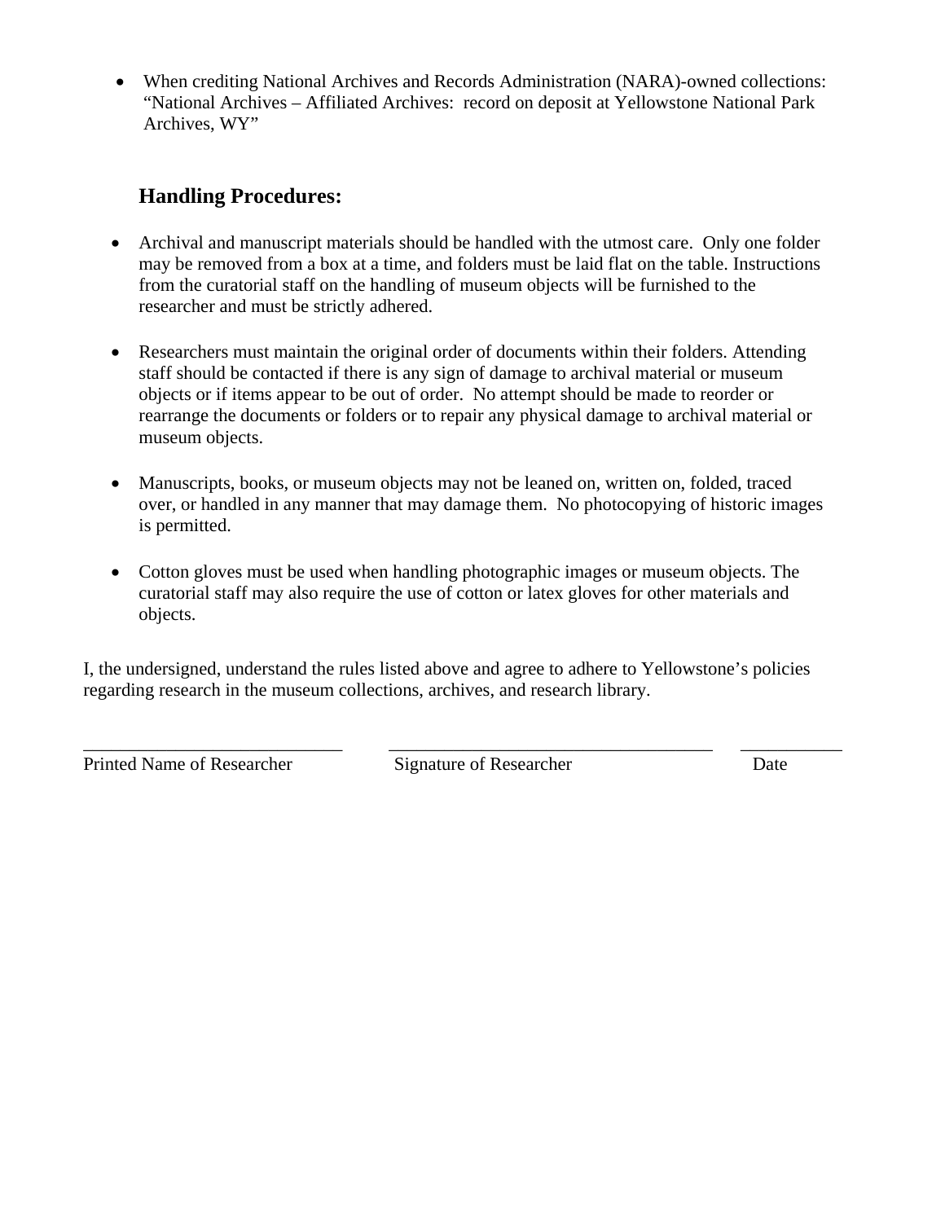- When crediting National Archives and Records Administration (NARA)-owned collections: "National Archives – Affiliated Archives: record on deposit at Yellowstone National Park Archives, WY"

## Handling Procedures:

- Archival and manuscript materials should be handled with the utmost care. Only one folder may be removed from a box at a time, and folders must be laid flat on the table. Instructions from the curatorial staff on the handling of museum objects will be furnished to the researcher and must be strictly adhered.

- Researchers must maintain the original order of documents within their folders. Attending staff should be contacted if there is any sign of damage to archival material or museum objects or if items appear to be out of order. No attempt should be made to reorder or rearrange the documents or folders or to repair any physical damage to archival material or museum objects.

- Manuscripts, books, or museum objects may not be leaned on, written on, folded, traced over, or handled in any manner that may damage them. No photocopying of historic images is permitted.

- Cotton gloves must be used when handling photographic images or museum objects. The curatorial staff may also require the use of cotton or latex gloves for other materials and objects.

I, the undersigned, understand the rules listed above and agree to adhere to Yellowstone's policies regarding research in the museum collections, archives, and research library.

| | | |
|---|---|---|
| ____________________________ | ___________________________________ | ___________ |
| Printed Name of Researcher | Signature of Researcher | Date |